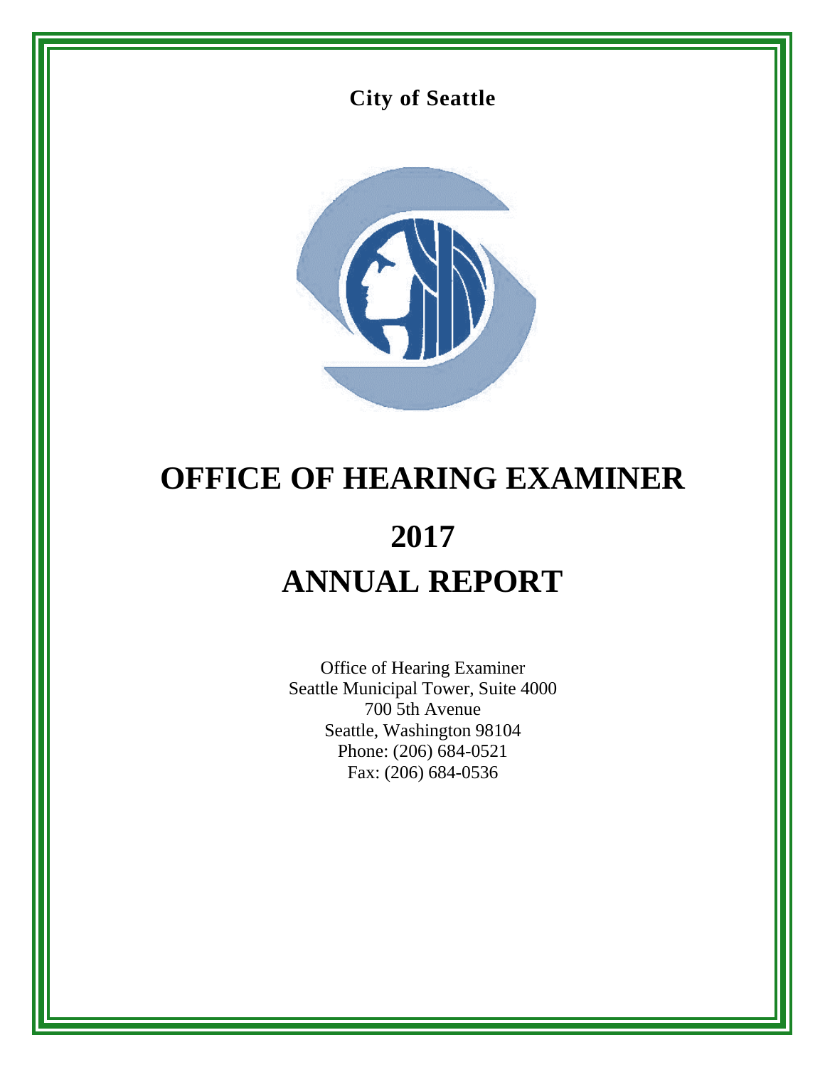**City of Seattle**

# OFFICE OF HEARING EXAMINER

# 2017
# ANNUAL REPORT

Office of Hearing Examiner
Seattle Municipal Tower, Suite 4000
700 5th Avenue
Seattle, Washington 98104
Phone: (206) 684-0521
Fax: (206) 684-0536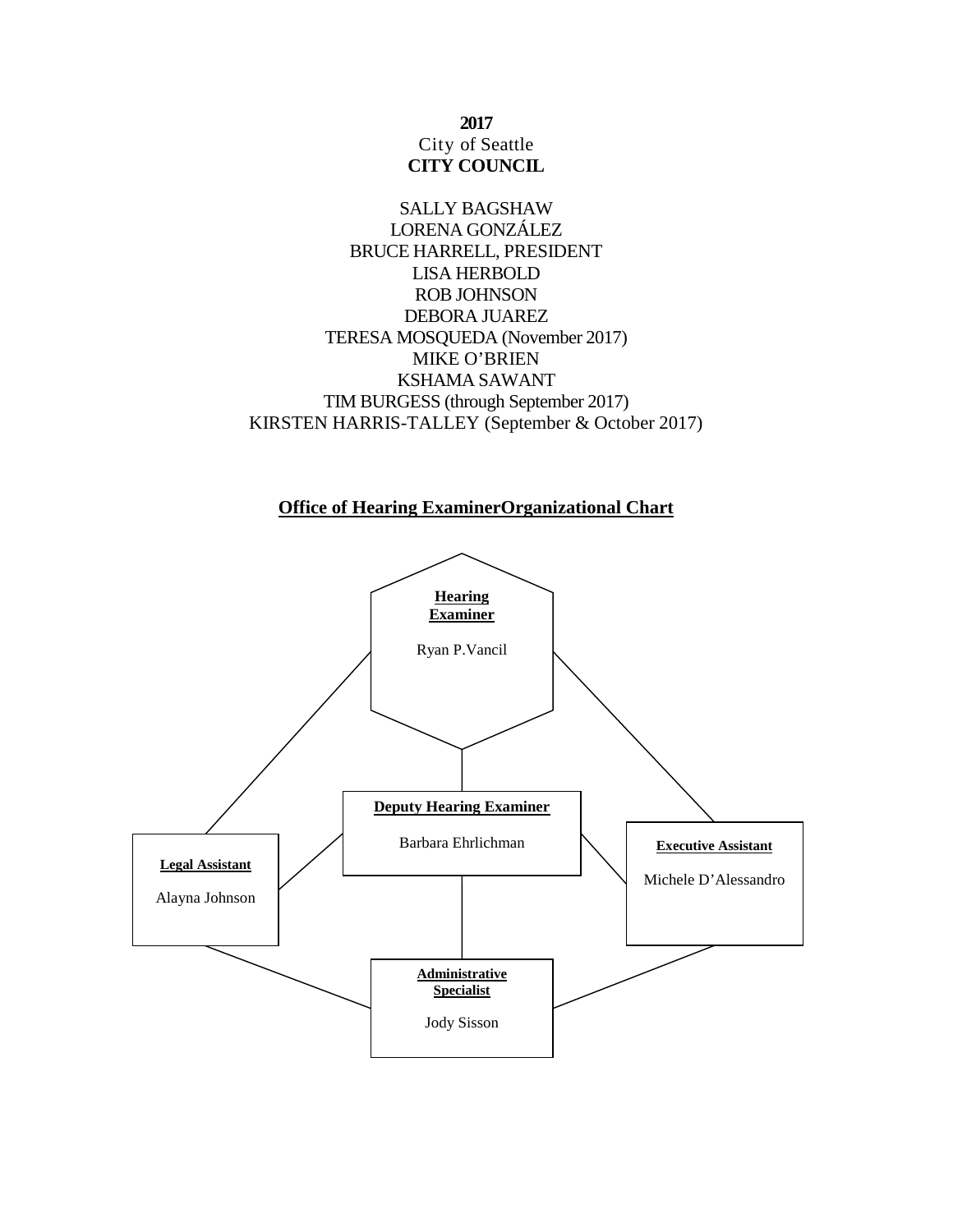**2017**
City of Seattle
**CITY COUNCIL**

SALLY BAGSHAW
LORENA GONZÁLEZ
BRUCE HARRELL, PRESIDENT
LISA HERBOLD
ROB JOHNSON
DEBORA JUAREZ
TERESA MOSQUEDA (November 2017)
MIKE O'BRIEN
KSHAMA SAWANT
TIM BURGESS (through September 2017)
KIRSTEN HARRIS-TALLEY (September & October 2017)

## Office of Hearing ExaminerOrganizational Chart

**Hearing Examiner**
Ryan P.Vancil

**Deputy Hearing Examiner**
Barbara Ehrlichman

**Legal Assistant**
Alayna Johnson

**Executive Assistant**
Michele D'Alessandro

**Administrative Specialist**
Jody Sisson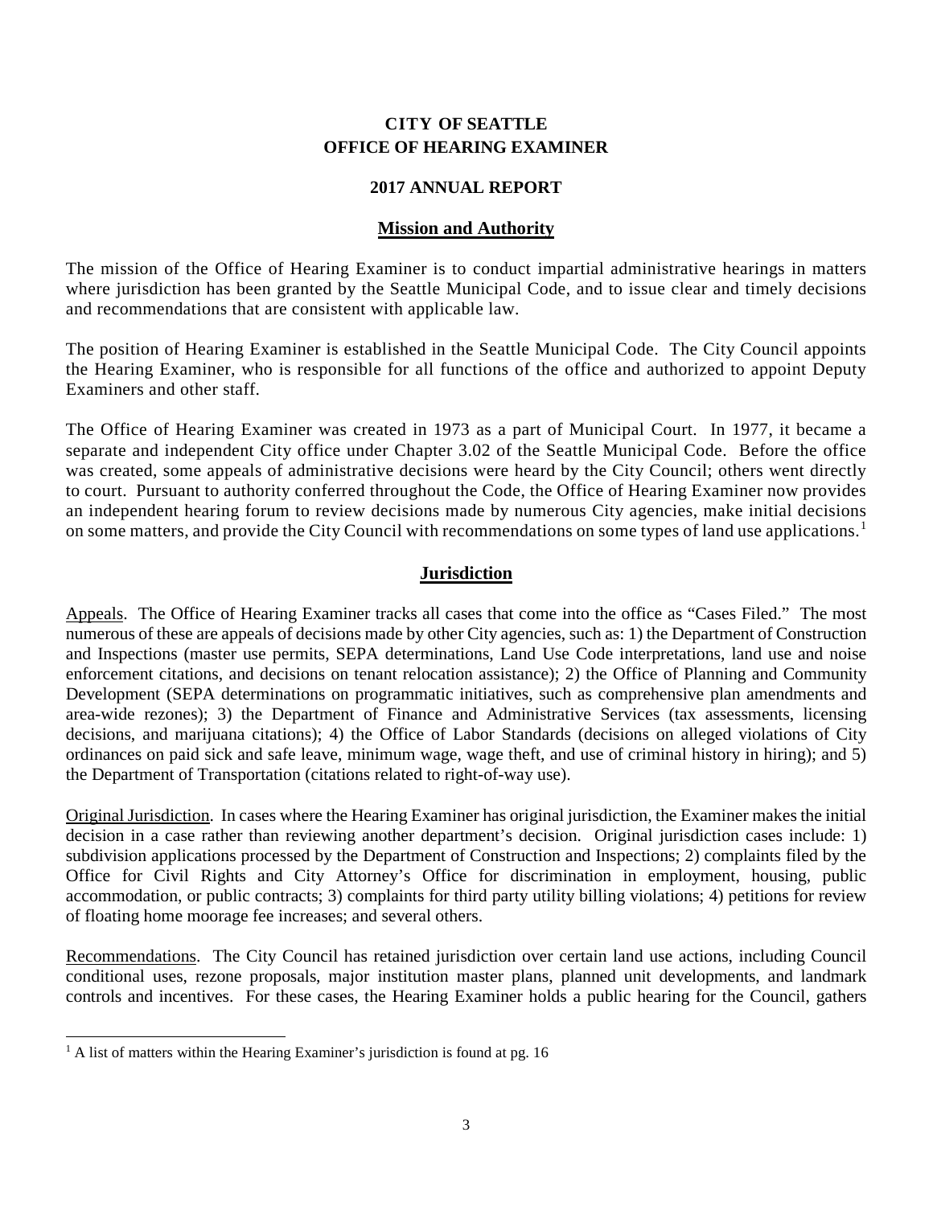**CITY OF SEATTLE**
**OFFICE OF HEARING EXAMINER**

**2017 ANNUAL REPORT**

## Mission and Authority

The mission of the Office of Hearing Examiner is to conduct impartial administrative hearings in matters where jurisdiction has been granted by the Seattle Municipal Code, and to issue clear and timely decisions and recommendations that are consistent with applicable law.

The position of Hearing Examiner is established in the Seattle Municipal Code. The City Council appoints the Hearing Examiner, who is responsible for all functions of the office and authorized to appoint Deputy Examiners and other staff.

The Office of Hearing Examiner was created in 1973 as a part of Municipal Court. In 1977, it became a separate and independent City office under Chapter 3.02 of the Seattle Municipal Code. Before the office was created, some appeals of administrative decisions were heard by the City Council; others went directly to court. Pursuant to authority conferred throughout the Code, the Office of Hearing Examiner now provides an independent hearing forum to review decisions made by numerous City agencies, make initial decisions on some matters, and provide the City Council with recommendations on some types of land use applications.[1]

## Jurisdiction

Appeals. The Office of Hearing Examiner tracks all cases that come into the office as "Cases Filed." The most numerous of these are appeals of decisions made by other City agencies, such as: 1) the Department of Construction and Inspections (master use permits, SEPA determinations, Land Use Code interpretations, land use and noise enforcement citations, and decisions on tenant relocation assistance); 2) the Office of Planning and Community Development (SEPA determinations on programmatic initiatives, such as comprehensive plan amendments and area-wide rezones); 3) the Department of Finance and Administrative Services (tax assessments, licensing decisions, and marijuana citations); 4) the Office of Labor Standards (decisions on alleged violations of City ordinances on paid sick and safe leave, minimum wage, wage theft, and use of criminal history in hiring); and 5) the Department of Transportation (citations related to right-of-way use).

Original Jurisdiction. In cases where the Hearing Examiner has original jurisdiction, the Examiner makes the initial decision in a case rather than reviewing another department's decision. Original jurisdiction cases include: 1) subdivision applications processed by the Department of Construction and Inspections; 2) complaints filed by the Office for Civil Rights and City Attorney's Office for discrimination in employment, housing, public accommodation, or public contracts; 3) complaints for third party utility billing violations; 4) petitions for review of floating home moorage fee increases; and several others.

Recommendations. The City Council has retained jurisdiction over certain land use actions, including Council conditional uses, rezone proposals, major institution master plans, planned unit developments, and landmark controls and incentives. For these cases, the Hearing Examiner holds a public hearing for the Council, gathers

[1] A list of matters within the Hearing Examiner's jurisdiction is found at pg. 16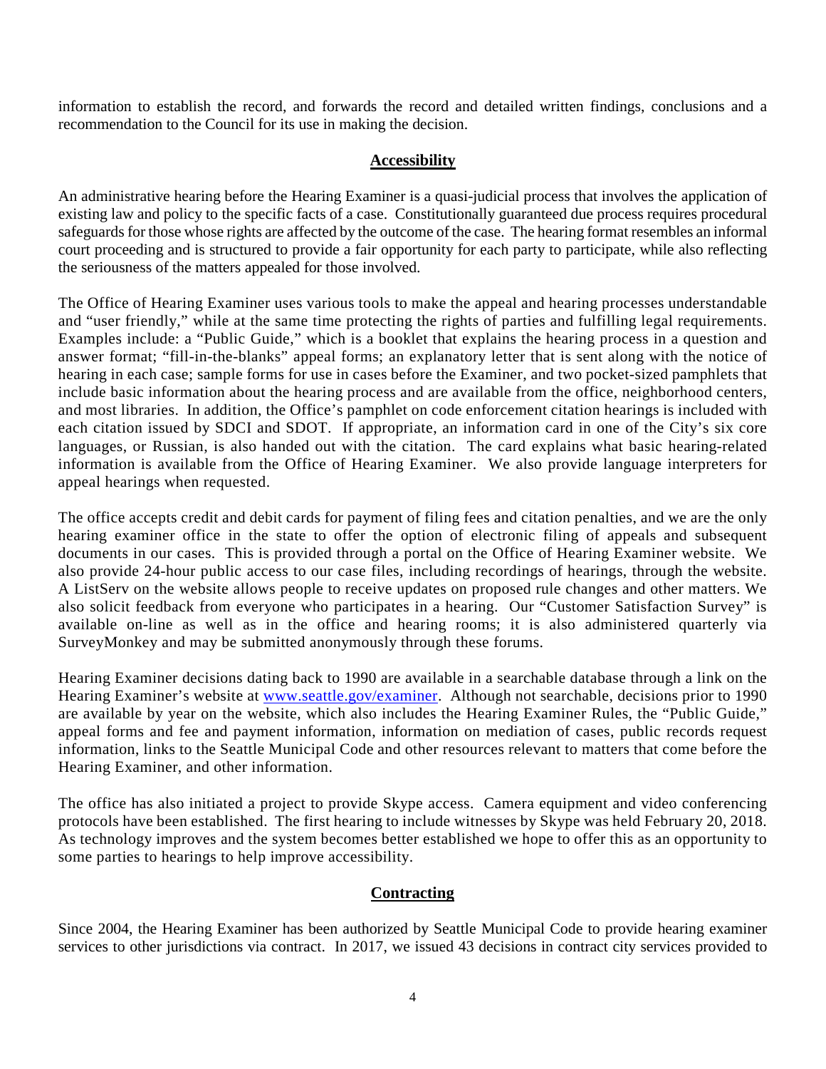information to establish the record, and forwards the record and detailed written findings, conclusions and a recommendation to the Council for its use in making the decision.

## Accessibility

An administrative hearing before the Hearing Examiner is a quasi-judicial process that involves the application of existing law and policy to the specific facts of a case. Constitutionally guaranteed due process requires procedural safeguards for those whose rights are affected by the outcome of the case. The hearing format resembles an informal court proceeding and is structured to provide a fair opportunity for each party to participate, while also reflecting the seriousness of the matters appealed for those involved.

The Office of Hearing Examiner uses various tools to make the appeal and hearing processes understandable and "user friendly," while at the same time protecting the rights of parties and fulfilling legal requirements. Examples include: a "Public Guide," which is a booklet that explains the hearing process in a question and answer format; "fill-in-the-blanks" appeal forms; an explanatory letter that is sent along with the notice of hearing in each case; sample forms for use in cases before the Examiner, and two pocket-sized pamphlets that include basic information about the hearing process and are available from the office, neighborhood centers, and most libraries. In addition, the Office's pamphlet on code enforcement citation hearings is included with each citation issued by SDCI and SDOT. If appropriate, an information card in one of the City's six core languages, or Russian, is also handed out with the citation. The card explains what basic hearing-related information is available from the Office of Hearing Examiner. We also provide language interpreters for appeal hearings when requested.

The office accepts credit and debit cards for payment of filing fees and citation penalties, and we are the only hearing examiner office in the state to offer the option of electronic filing of appeals and subsequent documents in our cases. This is provided through a portal on the Office of Hearing Examiner website. We also provide 24-hour public access to our case files, including recordings of hearings, through the website. A ListServ on the website allows people to receive updates on proposed rule changes and other matters. We also solicit feedback from everyone who participates in a hearing. Our "Customer Satisfaction Survey" is available on-line as well as in the office and hearing rooms; it is also administered quarterly via SurveyMonkey and may be submitted anonymously through these forums.

Hearing Examiner decisions dating back to 1990 are available in a searchable database through a link on the Hearing Examiner's website at www.seattle.gov/examiner. Although not searchable, decisions prior to 1990 are available by year on the website, which also includes the Hearing Examiner Rules, the "Public Guide," appeal forms and fee and payment information, information on mediation of cases, public records request information, links to the Seattle Municipal Code and other resources relevant to matters that come before the Hearing Examiner, and other information.

The office has also initiated a project to provide Skype access. Camera equipment and video conferencing protocols have been established. The first hearing to include witnesses by Skype was held February 20, 2018. As technology improves and the system becomes better established we hope to offer this as an opportunity to some parties to hearings to help improve accessibility.

## Contracting

Since 2004, the Hearing Examiner has been authorized by Seattle Municipal Code to provide hearing examiner services to other jurisdictions via contract. In 2017, we issued 43 decisions in contract city services provided to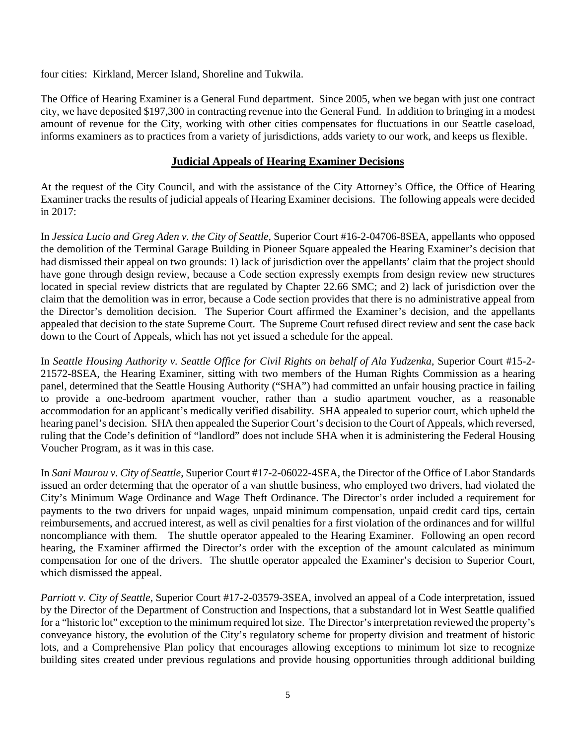four cities: Kirkland, Mercer Island, Shoreline and Tukwila.

The Office of Hearing Examiner is a General Fund department. Since 2005, when we began with just one contract city, we have deposited $197,300 in contracting revenue into the General Fund. In addition to bringing in a modest amount of revenue for the City, working with other cities compensates for fluctuations in our Seattle caseload, informs examiners as to practices from a variety of jurisdictions, adds variety to our work, and keeps us flexible.

## Judicial Appeals of Hearing Examiner Decisions

At the request of the City Council, and with the assistance of the City Attorney's Office, the Office of Hearing Examiner tracks the results of judicial appeals of Hearing Examiner decisions. The following appeals were decided in 2017:

In *Jessica Lucio and Greg Aden v. the City of Seattle*, Superior Court #16-2-04706-8SEA, appellants who opposed the demolition of the Terminal Garage Building in Pioneer Square appealed the Hearing Examiner's decision that had dismissed their appeal on two grounds: 1) lack of jurisdiction over the appellants' claim that the project should have gone through design review, because a Code section expressly exempts from design review new structures located in special review districts that are regulated by Chapter 22.66 SMC; and 2) lack of jurisdiction over the claim that the demolition was in error, because a Code section provides that there is no administrative appeal from the Director's demolition decision. The Superior Court affirmed the Examiner's decision, and the appellants appealed that decision to the state Supreme Court. The Supreme Court refused direct review and sent the case back down to the Court of Appeals, which has not yet issued a schedule for the appeal.

In *Seattle Housing Authority v. Seattle Office for Civil Rights on behalf of Ala Yudzenka*, Superior Court #15-2-21572-8SEA, the Hearing Examiner, sitting with two members of the Human Rights Commission as a hearing panel, determined that the Seattle Housing Authority ("SHA") had committed an unfair housing practice in failing to provide a one-bedroom apartment voucher, rather than a studio apartment voucher, as a reasonable accommodation for an applicant's medically verified disability. SHA appealed to superior court, which upheld the hearing panel's decision. SHA then appealed the Superior Court's decision to the Court of Appeals, which reversed, ruling that the Code's definition of "landlord" does not include SHA when it is administering the Federal Housing Voucher Program, as it was in this case.

In *Sani Maurou v. City of Seattle*, Superior Court #17-2-06022-4SEA, the Director of the Office of Labor Standards issued an order determing that the operator of a van shuttle business, who employed two drivers, had violated the City's Minimum Wage Ordinance and Wage Theft Ordinance. The Director's order included a requirement for payments to the two drivers for unpaid wages, unpaid minimum compensation, unpaid credit card tips, certain reimbursements, and accrued interest, as well as civil penalties for a first violation of the ordinances and for willful noncompliance with them. The shuttle operator appealed to the Hearing Examiner. Following an open record hearing, the Examiner affirmed the Director's order with the exception of the amount calculated as minimum compensation for one of the drivers. The shuttle operator appealed the Examiner's decision to Superior Court, which dismissed the appeal.

*Parriott v. City of Seattle*, Superior Court #17-2-03579-3SEA, involved an appeal of a Code interpretation, issued by the Director of the Department of Construction and Inspections, that a substandard lot in West Seattle qualified for a "historic lot" exception to the minimum required lot size. The Director's interpretation reviewed the property's conveyance history, the evolution of the City's regulatory scheme for property division and treatment of historic lots, and a Comprehensive Plan policy that encourages allowing exceptions to minimum lot size to recognize building sites created under previous regulations and provide housing opportunities through additional building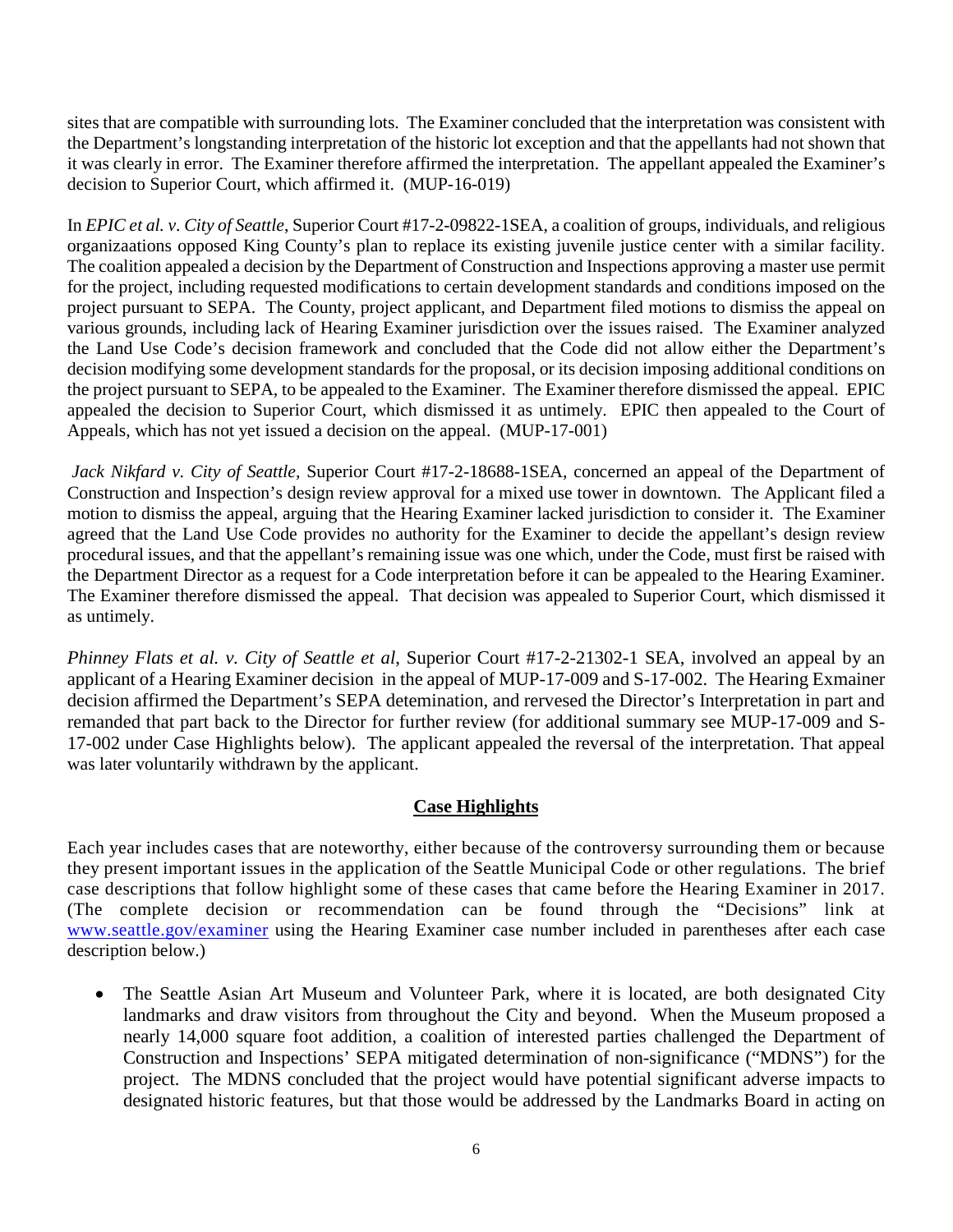sites that are compatible with surrounding lots. The Examiner concluded that the interpretation was consistent with the Department's longstanding interpretation of the historic lot exception and that the appellants had not shown that it was clearly in error. The Examiner therefore affirmed the interpretation. The appellant appealed the Examiner's decision to Superior Court, which affirmed it. (MUP-16-019)

In *EPIC et al. v. City of Seattle*, Superior Court #17-2-09822-1SEA, a coalition of groups, individuals, and religious organizaations opposed King County's plan to replace its existing juvenile justice center with a similar facility. The coalition appealed a decision by the Department of Construction and Inspections approving a master use permit for the project, including requested modifications to certain development standards and conditions imposed on the project pursuant to SEPA. The County, project applicant, and Department filed motions to dismiss the appeal on various grounds, including lack of Hearing Examiner jurisdiction over the issues raised. The Examiner analyzed the Land Use Code's decision framework and concluded that the Code did not allow either the Department's decision modifying some development standards for the proposal, or its decision imposing additional conditions on the project pursuant to SEPA, to be appealed to the Examiner. The Examiner therefore dismissed the appeal. EPIC appealed the decision to Superior Court, which dismissed it as untimely. EPIC then appealed to the Court of Appeals, which has not yet issued a decision on the appeal. (MUP-17-001)

*Jack Nikfard v. City of Seattle*, Superior Court #17-2-18688-1SEA, concerned an appeal of the Department of Construction and Inspection's design review approval for a mixed use tower in downtown. The Applicant filed a motion to dismiss the appeal, arguing that the Hearing Examiner lacked jurisdiction to consider it. The Examiner agreed that the Land Use Code provides no authority for the Examiner to decide the appellant's design review procedural issues, and that the appellant's remaining issue was one which, under the Code, must first be raised with the Department Director as a request for a Code interpretation before it can be appealed to the Hearing Examiner. The Examiner therefore dismissed the appeal. That decision was appealed to Superior Court, which dismissed it as untimely.

*Phinney Flats et al. v. City of Seattle et al*, Superior Court #17-2-21302-1 SEA, involved an appeal by an applicant of a Hearing Examiner decision in the appeal of MUP-17-009 and S-17-002. The Hearing Exmainer decision affirmed the Department's SEPA detemination, and rervesed the Director's Interpretation in part and remanded that part back to the Director for further review (for additional summary see MUP-17-009 and S-17-002 under Case Highlights below). The applicant appealed the reversal of the interpretation. That appeal was later voluntarily withdrawn by the applicant.

## Case Highlights

Each year includes cases that are noteworthy, either because of the controversy surrounding them or because they present important issues in the application of the Seattle Municipal Code or other regulations. The brief case descriptions that follow highlight some of these cases that came before the Hearing Examiner in 2017. (The complete decision or recommendation can be found through the "Decisions" link at www.seattle.gov/examiner using the Hearing Examiner case number included in parentheses after each case description below.)

- The Seattle Asian Art Museum and Volunteer Park, where it is located, are both designated City landmarks and draw visitors from throughout the City and beyond. When the Museum proposed a nearly 14,000 square foot addition, a coalition of interested parties challenged the Department of Construction and Inspections' SEPA mitigated determination of non-significance ("MDNS") for the project. The MDNS concluded that the project would have potential significant adverse impacts to designated historic features, but that those would be addressed by the Landmarks Board in acting on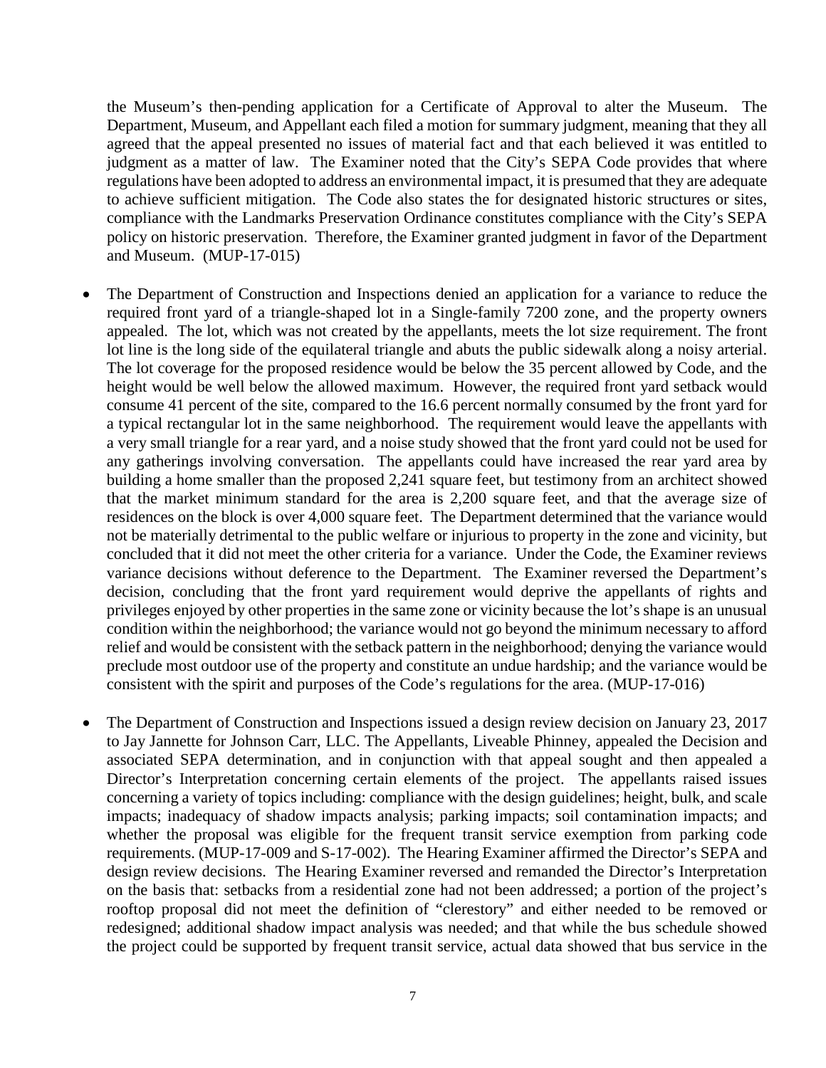the Museum's then-pending application for a Certificate of Approval to alter the Museum. The Department, Museum, and Appellant each filed a motion for summary judgment, meaning that they all agreed that the appeal presented no issues of material fact and that each believed it was entitled to judgment as a matter of law. The Examiner noted that the City's SEPA Code provides that where regulations have been adopted to address an environmental impact, it is presumed that they are adequate to achieve sufficient mitigation. The Code also states the for designated historic structures or sites, compliance with the Landmarks Preservation Ordinance constitutes compliance with the City's SEPA policy on historic preservation. Therefore, the Examiner granted judgment in favor of the Department and Museum. (MUP-17-015)

- The Department of Construction and Inspections denied an application for a variance to reduce the required front yard of a triangle-shaped lot in a Single-family 7200 zone, and the property owners appealed. The lot, which was not created by the appellants, meets the lot size requirement. The front lot line is the long side of the equilateral triangle and abuts the public sidewalk along a noisy arterial. The lot coverage for the proposed residence would be below the 35 percent allowed by Code, and the height would be well below the allowed maximum. However, the required front yard setback would consume 41 percent of the site, compared to the 16.6 percent normally consumed by the front yard for a typical rectangular lot in the same neighborhood. The requirement would leave the appellants with a very small triangle for a rear yard, and a noise study showed that the front yard could not be used for any gatherings involving conversation. The appellants could have increased the rear yard area by building a home smaller than the proposed 2,241 square feet, but testimony from an architect showed that the market minimum standard for the area is 2,200 square feet, and that the average size of residences on the block is over 4,000 square feet. The Department determined that the variance would not be materially detrimental to the public welfare or injurious to property in the zone and vicinity, but concluded that it did not meet the other criteria for a variance. Under the Code, the Examiner reviews variance decisions without deference to the Department. The Examiner reversed the Department's decision, concluding that the front yard requirement would deprive the appellants of rights and privileges enjoyed by other properties in the same zone or vicinity because the lot's shape is an unusual condition within the neighborhood; the variance would not go beyond the minimum necessary to afford relief and would be consistent with the setback pattern in the neighborhood; denying the variance would preclude most outdoor use of the property and constitute an undue hardship; and the variance would be consistent with the spirit and purposes of the Code's regulations for the area. (MUP-17-016)

- The Department of Construction and Inspections issued a design review decision on January 23, 2017 to Jay Jannette for Johnson Carr, LLC. The Appellants, Liveable Phinney, appealed the Decision and associated SEPA determination, and in conjunction with that appeal sought and then appealed a Director's Interpretation concerning certain elements of the project. The appellants raised issues concerning a variety of topics including: compliance with the design guidelines; height, bulk, and scale impacts; inadequacy of shadow impacts analysis; parking impacts; soil contamination impacts; and whether the proposal was eligible for the frequent transit service exemption from parking code requirements. (MUP-17-009 and S-17-002). The Hearing Examiner affirmed the Director's SEPA and design review decisions. The Hearing Examiner reversed and remanded the Director's Interpretation on the basis that: setbacks from a residential zone had not been addressed; a portion of the project's rooftop proposal did not meet the definition of "clerestory" and either needed to be removed or redesigned; additional shadow impact analysis was needed; and that while the bus schedule showed the project could be supported by frequent transit service, actual data showed that bus service in the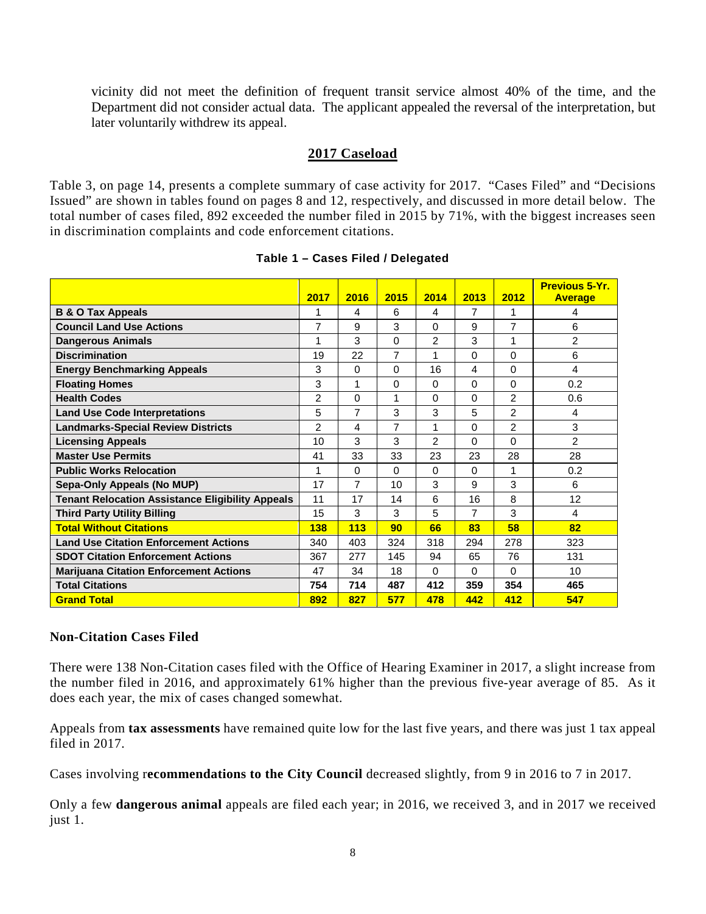vicinity did not meet the definition of frequent transit service almost 40% of the time, and the Department did not consider actual data. The applicant appealed the reversal of the interpretation, but later voluntarily withdrew its appeal.

## 2017 Caseload

Table 3, on page 14, presents a complete summary of case activity for 2017. "Cases Filed" and "Decisions Issued" are shown in tables found on pages 8 and 12, respectively, and discussed in more detail below. The total number of cases filed, 892 exceeded the number filed in 2015 by 71%, with the biggest increases seen in discrimination complaints and code enforcement citations.

**Table 1 – Cases Filed / Delegated**

| | 2017 | 2016 | 2015 | 2014 | 2013 | 2012 | Previous 5-Yr. Average |
|---|---|---|---|---|---|---|---|
| **B & O Tax Appeals** | 1 | 4 | 6 | 4 | 7 | 1 | 4 |
| **Council Land Use Actions** | 7 | 9 | 3 | 0 | 9 | 7 | 6 |
| **Dangerous Animals** | 1 | 3 | 0 | 2 | 3 | 1 | 2 |
| **Discrimination** | 19 | 22 | 7 | 1 | 0 | 0 | 6 |
| **Energy Benchmarking Appeals** | 3 | 0 | 0 | 16 | 4 | 0 | 4 |
| **Floating Homes** | 3 | 1 | 0 | 0 | 0 | 0 | 0.2 |
| **Health Codes** | 2 | 0 | 1 | 0 | 0 | 2 | 0.6 |
| **Land Use Code Interpretations** | 5 | 7 | 3 | 3 | 5 | 2 | 4 |
| **Landmarks-Special Review Districts** | 2 | 4 | 7 | 1 | 0 | 2 | 3 |
| **Licensing Appeals** | 10 | 3 | 3 | 2 | 0 | 0 | 2 |
| **Master Use Permits** | 41 | 33 | 33 | 23 | 23 | 28 | 28 |
| **Public Works Relocation** | 1 | 0 | 0 | 0 | 0 | 1 | 0.2 |
| **Sepa-Only Appeals (No MUP)** | 17 | 7 | 10 | 3 | 9 | 3 | 6 |
| **Tenant Relocation Assistance Eligibility Appeals** | 11 | 17 | 14 | 6 | 16 | 8 | 12 |
| **Third Party Utility Billing** | 15 | 3 | 3 | 5 | 7 | 3 | 4 |
| **Total Without Citations** | **138** | **113** | **90** | **66** | **83** | **58** | **82** |
| **Land Use Citation Enforcement Actions** | 340 | 403 | 324 | 318 | 294 | 278 | 323 |
| **SDOT Citation Enforcement Actions** | 367 | 277 | 145 | 94 | 65 | 76 | 131 |
| **Marijuana Citation Enforcement Actions** | 47 | 34 | 18 | 0 | 0 | 0 | 10 |
| **Total Citations** | **754** | **714** | **487** | **412** | **359** | **354** | **465** |
| **Grand Total** | **892** | **827** | **577** | **478** | **442** | **412** | **547** |

### Non-Citation Cases Filed

There were 138 Non-Citation cases filed with the Office of Hearing Examiner in 2017, a slight increase from the number filed in 2016, and approximately 61% higher than the previous five-year average of 85. As it does each year, the mix of cases changed somewhat.

Appeals from **tax assessments** have remained quite low for the last five years, and there was just 1 tax appeal filed in 2017.

Cases involving r**ecommendations to the City Council** decreased slightly, from 9 in 2016 to 7 in 2017.

Only a few **dangerous animal** appeals are filed each year; in 2016, we received 3, and in 2017 we received just 1.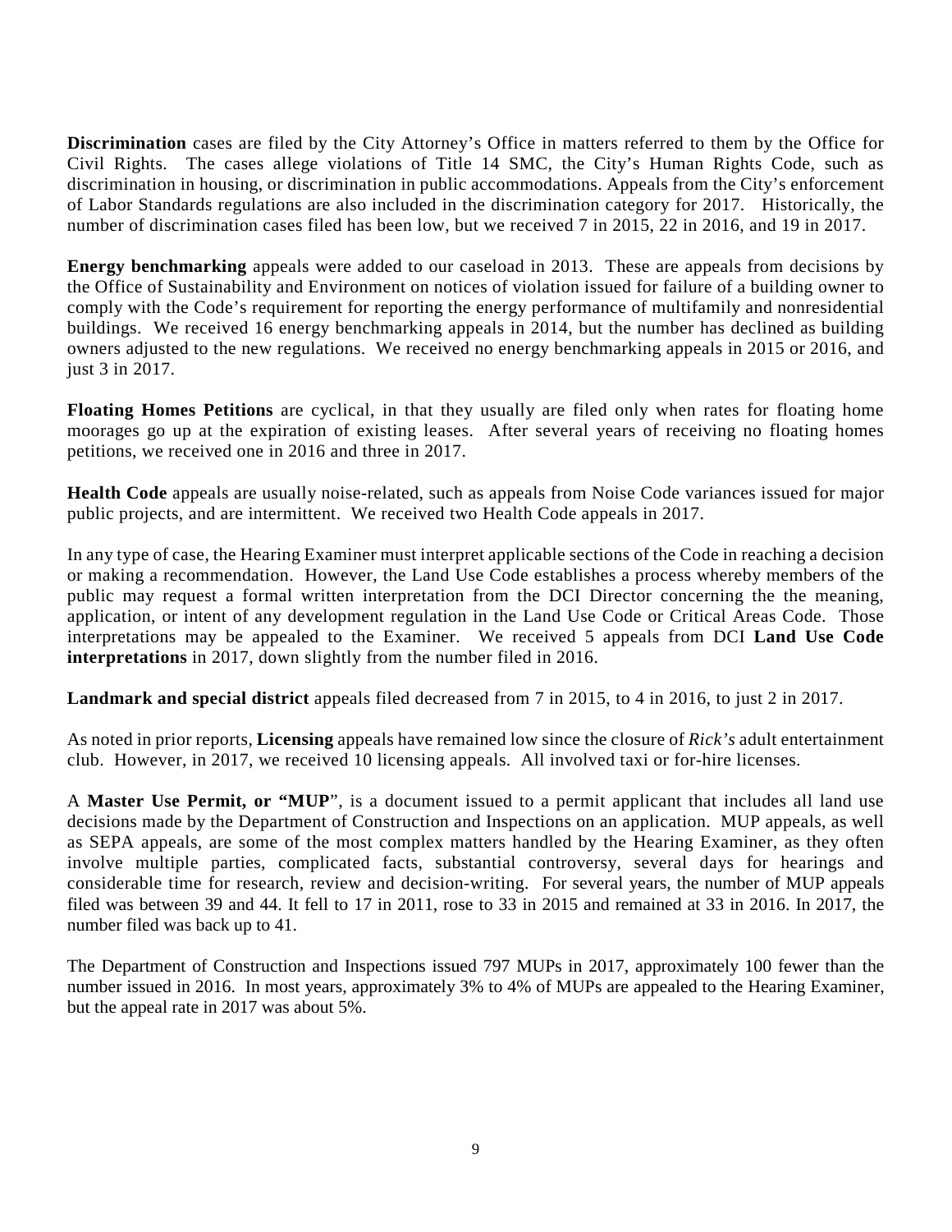**Discrimination** cases are filed by the City Attorney's Office in matters referred to them by the Office for Civil Rights. The cases allege violations of Title 14 SMC, the City's Human Rights Code, such as discrimination in housing, or discrimination in public accommodations. Appeals from the City's enforcement of Labor Standards regulations are also included in the discrimination category for 2017. Historically, the number of discrimination cases filed has been low, but we received 7 in 2015, 22 in 2016, and 19 in 2017.

**Energy benchmarking** appeals were added to our caseload in 2013. These are appeals from decisions by the Office of Sustainability and Environment on notices of violation issued for failure of a building owner to comply with the Code's requirement for reporting the energy performance of multifamily and nonresidential buildings. We received 16 energy benchmarking appeals in 2014, but the number has declined as building owners adjusted to the new regulations. We received no energy benchmarking appeals in 2015 or 2016, and just 3 in 2017.

**Floating Homes Petitions** are cyclical, in that they usually are filed only when rates for floating home moorages go up at the expiration of existing leases. After several years of receiving no floating homes petitions, we received one in 2016 and three in 2017.

**Health Code** appeals are usually noise-related, such as appeals from Noise Code variances issued for major public projects, and are intermittent. We received two Health Code appeals in 2017.

In any type of case, the Hearing Examiner must interpret applicable sections of the Code in reaching a decision or making a recommendation. However, the Land Use Code establishes a process whereby members of the public may request a formal written interpretation from the DCI Director concerning the the meaning, application, or intent of any development regulation in the Land Use Code or Critical Areas Code. Those interpretations may be appealed to the Examiner. We received 5 appeals from DCI **Land Use Code interpretations** in 2017, down slightly from the number filed in 2016.

**Landmark and special district** appeals filed decreased from 7 in 2015, to 4 in 2016, to just 2 in 2017.

As noted in prior reports, **Licensing** appeals have remained low since the closure of *Rick's* adult entertainment club. However, in 2017, we received 10 licensing appeals. All involved taxi or for-hire licenses.

A **Master Use Permit, or "MUP**", is a document issued to a permit applicant that includes all land use decisions made by the Department of Construction and Inspections on an application. MUP appeals, as well as SEPA appeals, are some of the most complex matters handled by the Hearing Examiner, as they often involve multiple parties, complicated facts, substantial controversy, several days for hearings and considerable time for research, review and decision-writing. For several years, the number of MUP appeals filed was between 39 and 44. It fell to 17 in 2011, rose to 33 in 2015 and remained at 33 in 2016. In 2017, the number filed was back up to 41.

The Department of Construction and Inspections issued 797 MUPs in 2017, approximately 100 fewer than the number issued in 2016. In most years, approximately 3% to 4% of MUPs are appealed to the Hearing Examiner, but the appeal rate in 2017 was about 5%.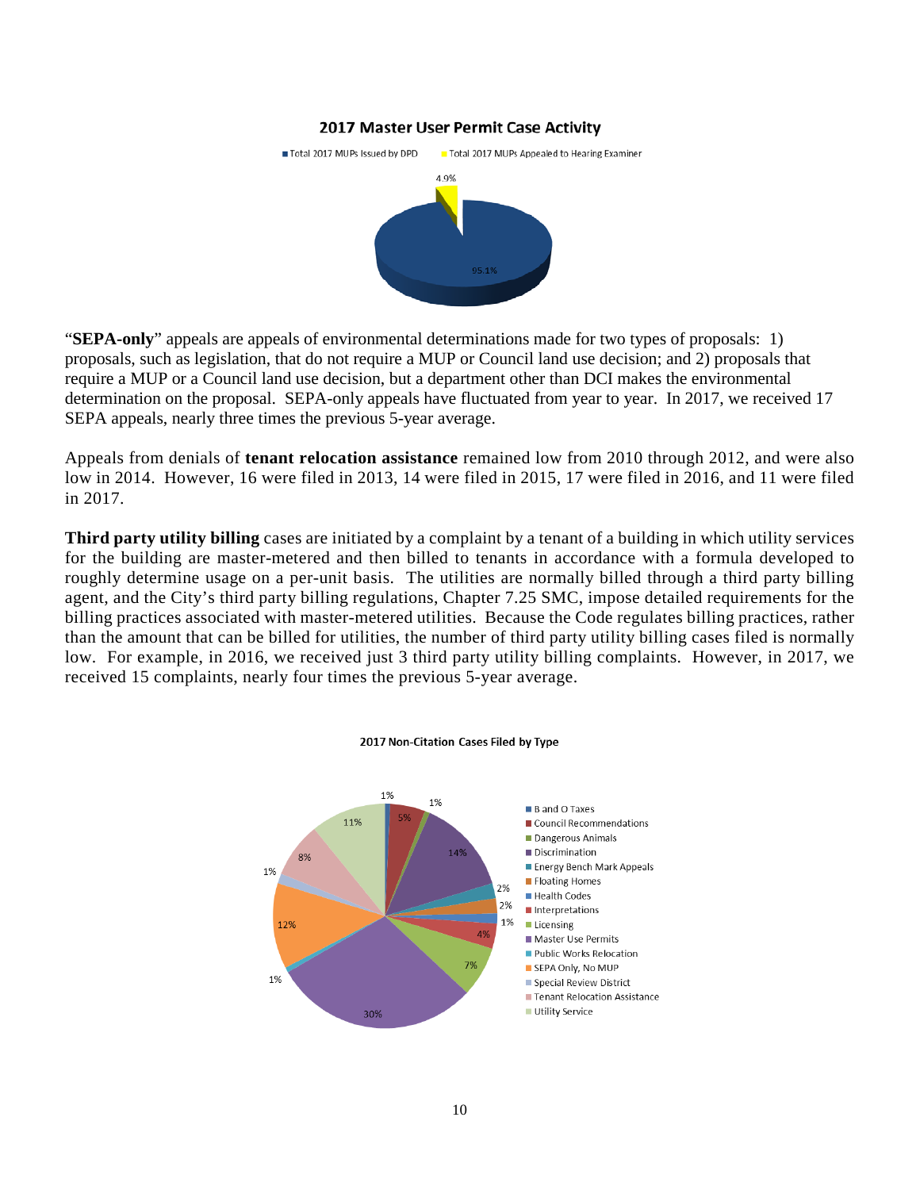**2017 Master User Permit Case Activity**

■ Total 2017 MUPs Issued by DPD ■ Total 2017 MUPs Appealed to Hearing Examiner

4.9%

95.1%

"**SEPA-only**" appeals are appeals of environmental determinations made for two types of proposals: 1) proposals, such as legislation, that do not require a MUP or Council land use decision; and 2) proposals that require a MUP or a Council land use decision, but a department other than DCI makes the environmental determination on the proposal. SEPA-only appeals have fluctuated from year to year. In 2017, we received 17 SEPA appeals, nearly three times the previous 5-year average.

Appeals from denials of **tenant relocation assistance** remained low from 2010 through 2012, and were also low in 2014. However, 16 were filed in 2013, 14 were filed in 2015, 17 were filed in 2016, and 11 were filed in 2017.

**Third party utility billing** cases are initiated by a complaint by a tenant of a building in which utility services for the building are master-metered and then billed to tenants in accordance with a formula developed to roughly determine usage on a per-unit basis. The utilities are normally billed through a third party billing agent, and the City's third party billing regulations, Chapter 7.25 SMC, impose detailed requirements for the billing practices associated with master-metered utilities. Because the Code regulates billing practices, rather than the amount that can be billed for utilities, the number of third party utility billing cases filed is normally low. For example, in 2016, we received just 3 third party utility billing complaints. However, in 2017, we received 15 complaints, nearly four times the previous 5-year average.

**2017 Non-Citation Cases Filed by Type**

| Type | Percent |
|---|---|
| B and O Taxes | 1% |
| Council Recommendations | 5% |
| Dangerous Animals | 1% |
| Discrimination | 14% |
| Energy Bench Mark Appeals | 2% |
| Floating Homes | 2% |
| Health Codes | 1% |
| Interpretations | 4% |
| Licensing | 7% |
| Master Use Permits | 30% |
| Public Works Relocation | 1% |
| SEPA Only, No MUP | 12% |
| Special Review District | 1% |
| Tenant Relocation Assistance | 8% |
| Utility Service | 11% |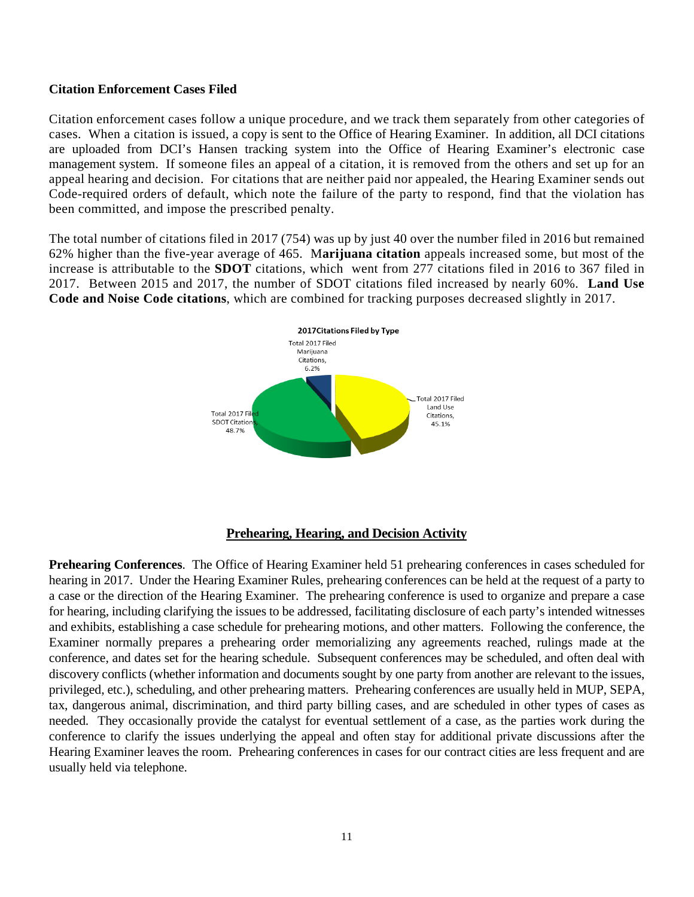**Citation Enforcement Cases Filed**

Citation enforcement cases follow a unique procedure, and we track them separately from other categories of cases. When a citation is issued, a copy is sent to the Office of Hearing Examiner. In addition, all DCI citations are uploaded from DCI's Hansen tracking system into the Office of Hearing Examiner's electronic case management system. If someone files an appeal of a citation, it is removed from the others and set up for an appeal hearing and decision. For citations that are neither paid nor appealed, the Hearing Examiner sends out Code-required orders of default, which note the failure of the party to respond, find that the violation has been committed, and impose the prescribed penalty.

The total number of citations filed in 2017 (754) was up by just 40 over the number filed in 2016 but remained 62% higher than the five-year average of 465. M**arijuana citation** appeals increased some, but most of the increase is attributable to the **SDOT** citations, which went from 277 citations filed in 2016 to 367 filed in 2017. Between 2015 and 2017, the number of SDOT citations filed increased by nearly 60%. **Land Use Code and Noise Code citations**, which are combined for tracking purposes decreased slightly in 2017.

**2017Citations Filed by Type**

| Type | Percent |
|---|---|
| Total 2017 Filed Marijuana Citations | 6.2% |
| Total 2017 Filed Land Use Citations | 45.1% |
| Total 2017 Filed SDOT Citations | 48.7% |

## Prehearing, Hearing, and Decision Activity

**Prehearing Conferences**. The Office of Hearing Examiner held 51 prehearing conferences in cases scheduled for hearing in 2017. Under the Hearing Examiner Rules, prehearing conferences can be held at the request of a party to a case or the direction of the Hearing Examiner. The prehearing conference is used to organize and prepare a case for hearing, including clarifying the issues to be addressed, facilitating disclosure of each party's intended witnesses and exhibits, establishing a case schedule for prehearing motions, and other matters. Following the conference, the Examiner normally prepares a prehearing order memorializing any agreements reached, rulings made at the conference, and dates set for the hearing schedule. Subsequent conferences may be scheduled, and often deal with discovery conflicts (whether information and documents sought by one party from another are relevant to the issues, privileged, etc.), scheduling, and other prehearing matters. Prehearing conferences are usually held in MUP, SEPA, tax, dangerous animal, discrimination, and third party billing cases, and are scheduled in other types of cases as needed. They occasionally provide the catalyst for eventual settlement of a case, as the parties work during the conference to clarify the issues underlying the appeal and often stay for additional private discussions after the Hearing Examiner leaves the room. Prehearing conferences in cases for our contract cities are less frequent and are usually held via telephone.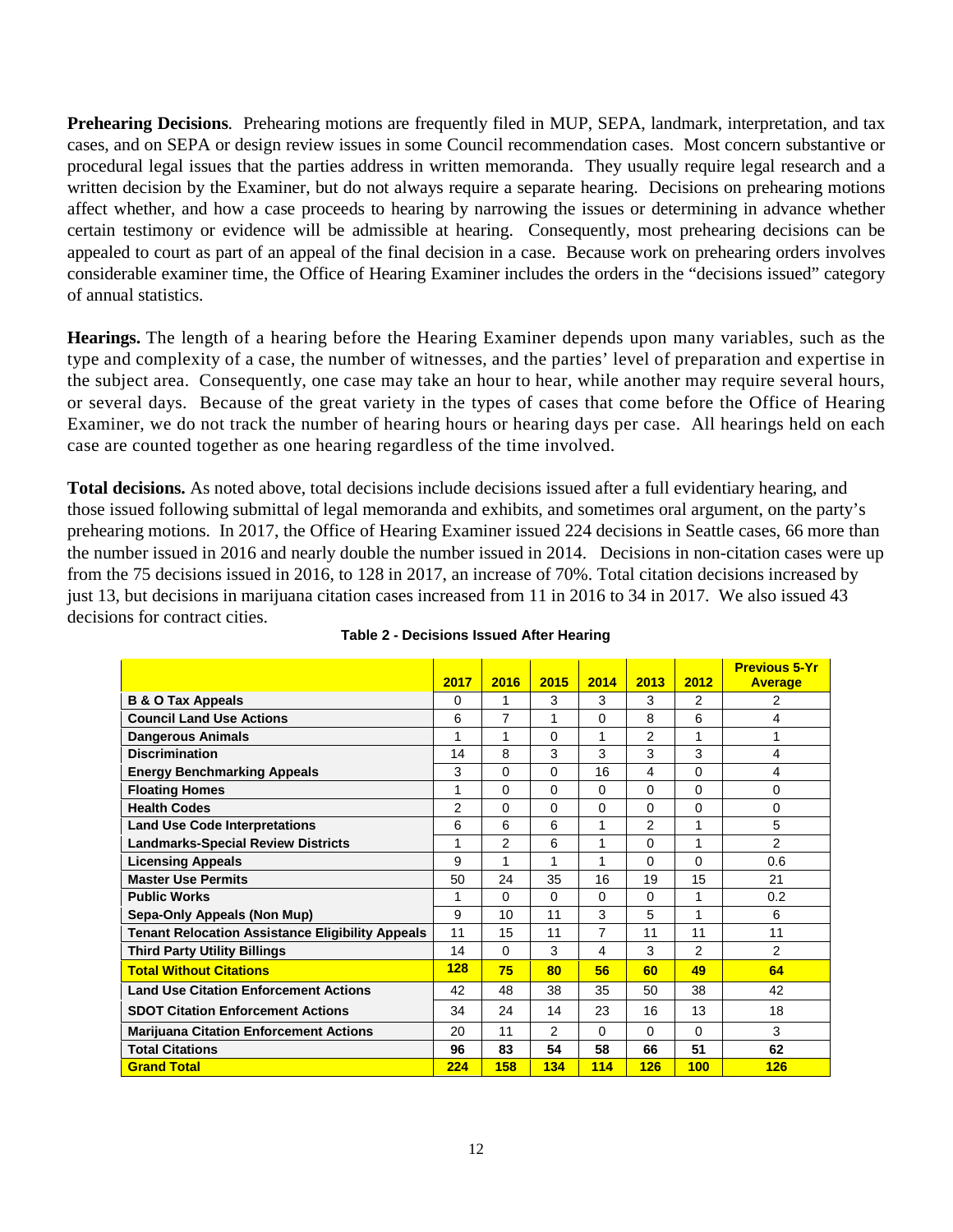**Prehearing Decisions**. Prehearing motions are frequently filed in MUP, SEPA, landmark, interpretation, and tax cases, and on SEPA or design review issues in some Council recommendation cases. Most concern substantive or procedural legal issues that the parties address in written memoranda. They usually require legal research and a written decision by the Examiner, but do not always require a separate hearing. Decisions on prehearing motions affect whether, and how a case proceeds to hearing by narrowing the issues or determining in advance whether certain testimony or evidence will be admissible at hearing. Consequently, most prehearing decisions can be appealed to court as part of an appeal of the final decision in a case. Because work on prehearing orders involves considerable examiner time, the Office of Hearing Examiner includes the orders in the "decisions issued" category of annual statistics.

**Hearings.** The length of a hearing before the Hearing Examiner depends upon many variables, such as the type and complexity of a case, the number of witnesses, and the parties' level of preparation and expertise in the subject area. Consequently, one case may take an hour to hear, while another may require several hours, or several days. Because of the great variety in the types of cases that come before the Office of Hearing Examiner, we do not track the number of hearing hours or hearing days per case. All hearings held on each case are counted together as one hearing regardless of the time involved.

**Total decisions.** As noted above, total decisions include decisions issued after a full evidentiary hearing, and those issued following submittal of legal memoranda and exhibits, and sometimes oral argument, on the party's prehearing motions. In 2017, the Office of Hearing Examiner issued 224 decisions in Seattle cases, 66 more than the number issued in 2016 and nearly double the number issued in 2014. Decisions in non-citation cases were up from the 75 decisions issued in 2016, to 128 in 2017, an increase of 70%. Total citation decisions increased by just 13, but decisions in marijuana citation cases increased from 11 in 2016 to 34 in 2017. We also issued 43 decisions for contract cities.

**Table 2 - Decisions Issued After Hearing**

| | 2017 | 2016 | 2015 | 2014 | 2013 | 2012 | Previous 5-Yr Average |
|---|---|---|---|---|---|---|---|
| **B & O Tax Appeals** | 0 | 1 | 3 | 3 | 3 | 2 | 2 |
| **Council Land Use Actions** | 6 | 7 | 1 | 0 | 8 | 6 | 4 |
| **Dangerous Animals** | 1 | 1 | 0 | 1 | 2 | 1 | 1 |
| **Discrimination** | 14 | 8 | 3 | 3 | 3 | 3 | 4 |
| **Energy Benchmarking Appeals** | 3 | 0 | 0 | 16 | 4 | 0 | 4 |
| **Floating Homes** | 1 | 0 | 0 | 0 | 0 | 0 | 0 |
| **Health Codes** | 2 | 0 | 0 | 0 | 0 | 0 | 0 |
| **Land Use Code Interpretations** | 6 | 6 | 6 | 1 | 2 | 1 | 5 |
| **Landmarks-Special Review Districts** | 1 | 2 | 6 | 1 | 0 | 1 | 2 |
| **Licensing Appeals** | 9 | 1 | 1 | 1 | 0 | 0 | 0.6 |
| **Master Use Permits** | 50 | 24 | 35 | 16 | 19 | 15 | 21 |
| **Public Works** | 1 | 0 | 0 | 0 | 0 | 1 | 0.2 |
| **Sepa-Only Appeals (Non Mup)** | 9 | 10 | 11 | 3 | 5 | 1 | 6 |
| **Tenant Relocation Assistance Eligibility Appeals** | 11 | 15 | 11 | 7 | 11 | 11 | 11 |
| **Third Party Utility Billings** | 14 | 0 | 3 | 4 | 3 | 2 | 2 |
| **Total Without Citations** | **128** | **75** | **80** | **56** | **60** | **49** | **64** |
| **Land Use Citation Enforcement Actions** | 42 | 48 | 38 | 35 | 50 | 38 | 42 |
| **SDOT Citation Enforcement Actions** | 34 | 24 | 14 | 23 | 16 | 13 | 18 |
| **Marijuana Citation Enforcement Actions** | 20 | 11 | 2 | 0 | 0 | 0 | 3 |
| **Total Citations** | **96** | **83** | **54** | **58** | **66** | **51** | **62** |
| **Grand Total** | **224** | **158** | **134** | **114** | **126** | **100** | **126** |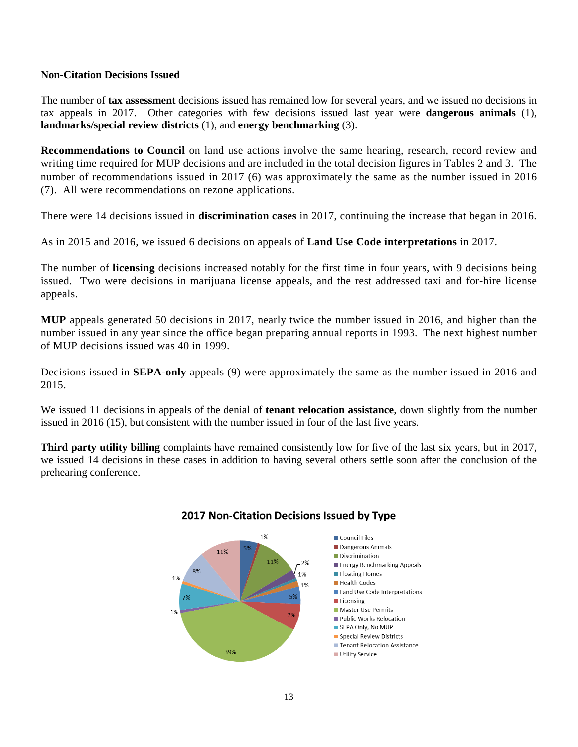**Non-Citation Decisions Issued**

The number of **tax assessment** decisions issued has remained low for several years, and we issued no decisions in tax appeals in 2017. Other categories with few decisions issued last year were **dangerous animals** (1), **landmarks/special review districts** (1), and **energy benchmarking** (3).

**Recommendations to Council** on land use actions involve the same hearing, research, record review and writing time required for MUP decisions and are included in the total decision figures in Tables 2 and 3. The number of recommendations issued in 2017 (6) was approximately the same as the number issued in 2016 (7). All were recommendations on rezone applications.

There were 14 decisions issued in **discrimination cases** in 2017, continuing the increase that began in 2016.

As in 2015 and 2016, we issued 6 decisions on appeals of **Land Use Code interpretations** in 2017.

The number of **licensing** decisions increased notably for the first time in four years, with 9 decisions being issued. Two were decisions in marijuana license appeals, and the rest addressed taxi and for-hire license appeals.

**MUP** appeals generated 50 decisions in 2017, nearly twice the number issued in 2016, and higher than the number issued in any year since the office began preparing annual reports in 1993. The next highest number of MUP decisions issued was 40 in 1999.

Decisions issued in **SEPA-only** appeals (9) were approximately the same as the number issued in 2016 and 2015.

We issued 11 decisions in appeals of the denial of **tenant relocation assistance**, down slightly from the number issued in 2016 (15), but consistent with the number issued in four of the last five years.

**Third party utility billing** complaints have remained consistently low for five of the last six years, but in 2017, we issued 14 decisions in these cases in addition to having several others settle soon after the conclusion of the prehearing conference.

**2017 Non-Citation Decisions Issued by Type**

| Type | Percent |
|---|---|
| Council Files | 5% |
| Dangerous Animals | 1% |
| Discrimination | 11% |
| Energy Benchmarking Appeals | 2% |
| Floating Homes | 1% |
| Health Codes | 1% |
| Land Use Code Interpretations | 5% |
| Licensing | 7% |
| Master Use Permits | 39% |
| Public Works Relocation | 1% |
| SEPA Only, No MUP | 7% |
| Special Review Districts | 1% |
| Tenant Relocation Assistance | 8% |
| Utility Service | 11% |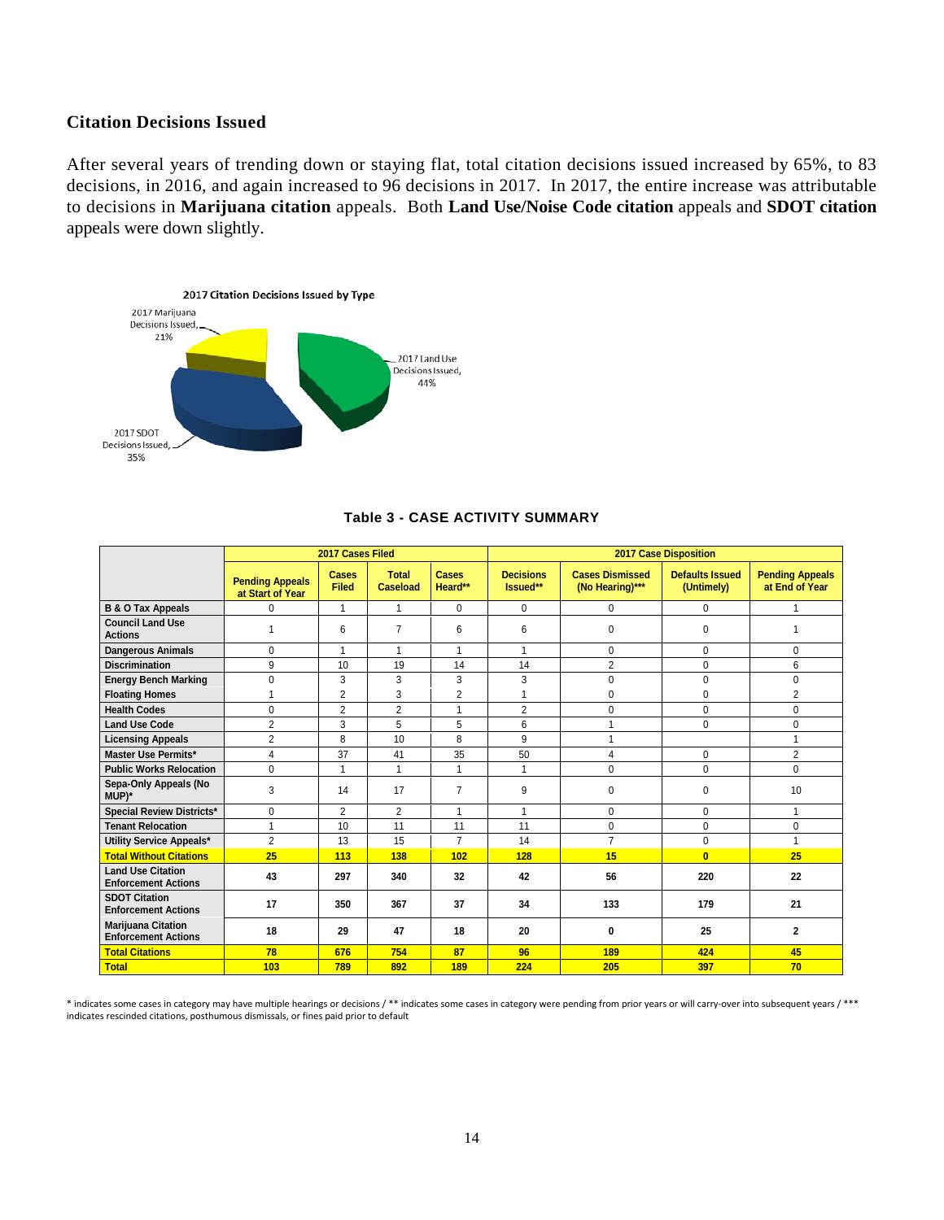### Citation Decisions Issued

After several years of trending down or staying flat, total citation decisions issued increased by 65%, to 83 decisions, in 2016, and again increased to 96 decisions in 2017. In 2017, the entire increase was attributable to decisions in **Marijuana citation** appeals. Both **Land Use/Noise Code citation** appeals and **SDOT citation** appeals were down slightly.

2017 Citation Decisions Issued by Type

2017 Marijuana Decisions Issued, 21%

2017 Land Use Decisions Issued, 44%

2017 SDOT Decisions Issued, 35%

**Table 3 - CASE ACTIVITY SUMMARY**

| | 2017 Cases Filed | | | | 2017 Case Disposition | | | |
|---|---|---|---|---|---|---|---|---|
| | Pending Appeals at Start of Year | Cases Filed | Total Caseload | Cases Heard** | Decisions Issued** | Cases Dismissed (No Hearing)*** | Defaults Issued (Untimely) | Pending Appeals at End of Year |
| B & O Tax Appeals | 0 | 1 | 1 | 0 | 0 | 0 | 0 | 1 |
| Council Land Use Actions | 1 | 6 | 7 | 6 | 6 | 0 | 0 | 1 |
| Dangerous Animals | 0 | 1 | 1 | 1 | 1 | 0 | 0 | 0 |
| Discrimination | 9 | 10 | 19 | 14 | 14 | 2 | 0 | 6 |
| Energy Bench Marking | 0 | 3 | 3 | 3 | 3 | 0 | 0 | 0 |
| Floating Homes | 1 | 2 | 3 | 2 | 1 | 0 | 0 | 2 |
| Health Codes | 0 | 2 | 2 | 1 | 2 | 0 | 0 | 0 |
| Land Use Code | 2 | 3 | 5 | 5 | 6 | 1 | 0 | 0 |
| Licensing Appeals | 2 | 8 | 10 | 8 | 9 | 1 | | 1 |
| Master Use Permits* | 4 | 37 | 41 | 35 | 50 | 4 | 0 | 2 |
| Public Works Relocation | 0 | 1 | 1 | 1 | 1 | 0 | 0 | 0 |
| Sepa-Only Appeals (No MUP)* | 3 | 14 | 17 | 7 | 9 | 0 | 0 | 10 |
| Special Review Districts* | 0 | 2 | 2 | 1 | 1 | 0 | 0 | 1 |
| Tenant Relocation | 1 | 10 | 11 | 11 | 11 | 0 | 0 | 0 |
| Utility Service Appeals* | 2 | 13 | 15 | 7 | 14 | 7 | 0 | 1 |
| **Total Without Citations** | **25** | **113** | **138** | **102** | **128** | **15** | **0** | **25** |
| Land Use Citation Enforcement Actions | 43 | 297 | 340 | 32 | 42 | 56 | 220 | 22 |
| SDOT Citation Enforcement Actions | 17 | 350 | 367 | 37 | 34 | 133 | 179 | 21 |
| Marijuana Citation Enforcement Actions | 18 | 29 | 47 | 18 | 20 | 0 | 25 | 2 |
| **Total Citations** | **78** | **676** | **754** | **87** | **96** | **189** | **424** | **45** |
| **Total** | **103** | **789** | **892** | **189** | **224** | **205** | **397** | **70** |

\* indicates some cases in category may have multiple hearings or decisions / ** indicates some cases in category were pending from prior years or will carry-over into subsequent years / *** indicates rescinded citations, posthumous dismissals, or fines paid prior to default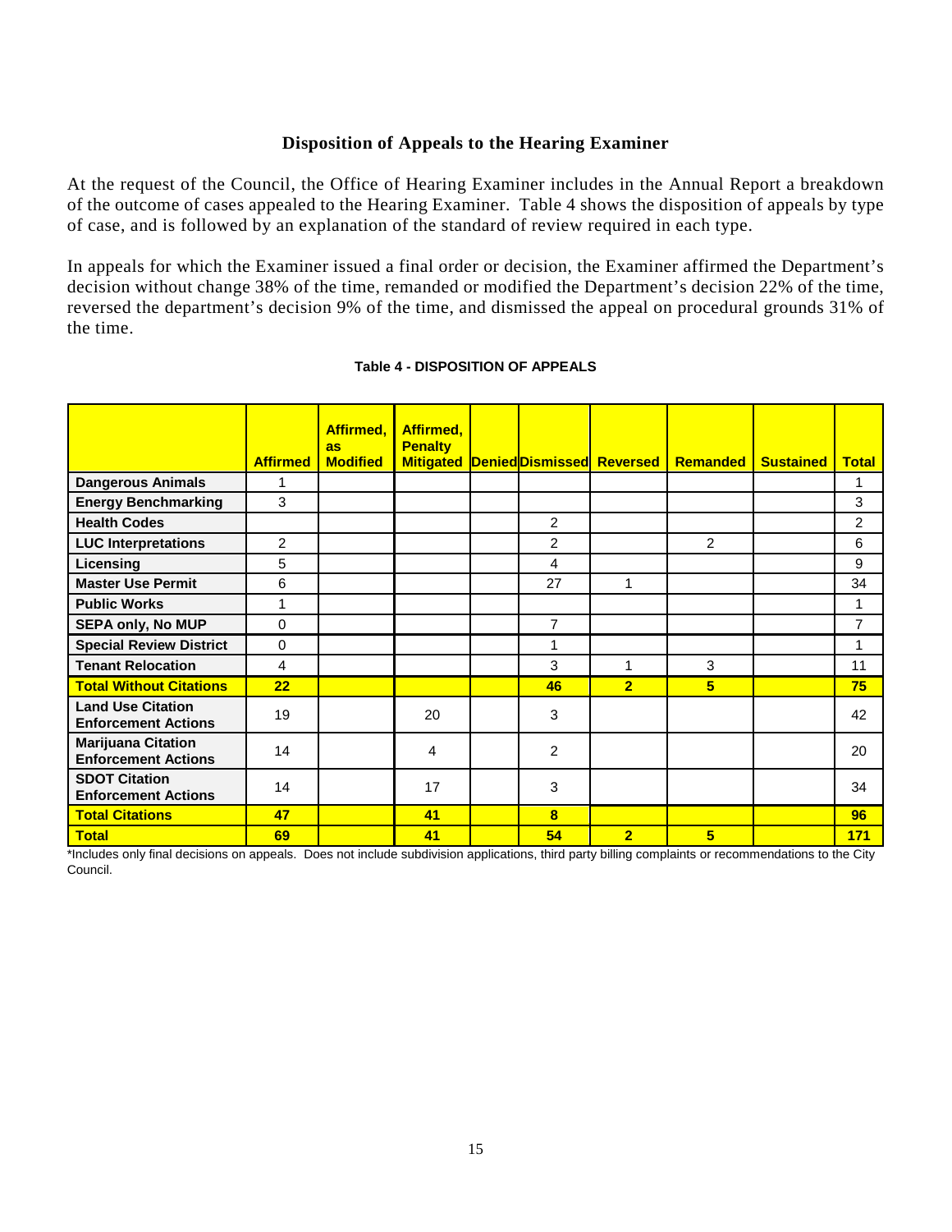## Disposition of Appeals to the Hearing Examiner

At the request of the Council, the Office of Hearing Examiner includes in the Annual Report a breakdown of the outcome of cases appealed to the Hearing Examiner. Table 4 shows the disposition of appeals by type of case, and is followed by an explanation of the standard of review required in each type.

In appeals for which the Examiner issued a final order or decision, the Examiner affirmed the Department's decision without change 38% of the time, remanded or modified the Department's decision 22% of the time, reversed the department's decision 9% of the time, and dismissed the appeal on procedural grounds 31% of the time.

**Table 4 - DISPOSITION OF APPEALS**

| | Affirmed | Affirmed, as Modified | Affirmed, Penalty Mitigated | Denied | Dismissed | Reversed | Remanded | Sustained | Total |
|---|---|---|---|---|---|---|---|---|---|
| **Dangerous Animals** | 1 | | | | | | | | 1 |
| **Energy Benchmarking** | 3 | | | | | | | | 3 |
| **Health Codes** | | | | | 2 | | | | 2 |
| **LUC Interpretations** | 2 | | | | 2 | | 2 | | 6 |
| **Licensing** | 5 | | | | 4 | | | | 9 |
| **Master Use Permit** | 6 | | | | 27 | 1 | | | 34 |
| **Public Works** | 1 | | | | | | | | 1 |
| **SEPA only, No MUP** | 0 | | | | 7 | | | | 7 |
| **Special Review District** | 0 | | | | 1 | | | | 1 |
| **Tenant Relocation** | 4 | | | | 3 | 1 | 3 | | 11 |
| **Total Without Citations** | **22** | | | | **46** | **2** | **5** | | **75** |
| **Land Use Citation Enforcement Actions** | 19 | | 20 | | 3 | | | | 42 |
| **Marijuana Citation Enforcement Actions** | 14 | | 4 | | 2 | | | | 20 |
| **SDOT Citation Enforcement Actions** | 14 | | 17 | | 3 | | | | 34 |
| **Total Citations** | **47** | | **41** | | **8** | | | | **96** |
| **Total** | **69** | | **41** | | **54** | **2** | **5** | | **171** |

*Includes only final decisions on appeals. Does not include subdivision applications, third party billing complaints or recommendations to the City Council.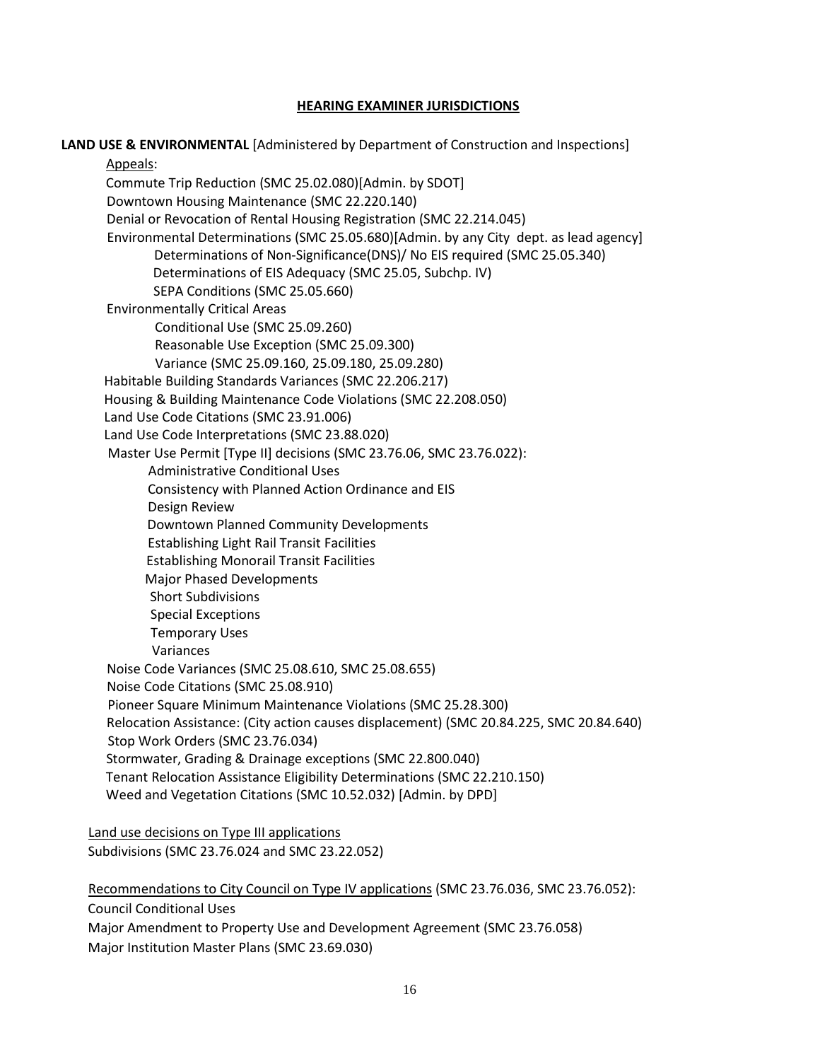## HEARING EXAMINER JURISDICTIONS

**LAND USE & ENVIRONMENTAL** [Administered by Department of Construction and Inspections]

Appeals:

- Commute Trip Reduction (SMC 25.02.080)[Admin. by SDOT]
- Downtown Housing Maintenance (SMC 22.220.140)
- Denial or Revocation of Rental Housing Registration (SMC 22.214.045)
- Environmental Determinations (SMC 25.05.680)[Admin. by any City dept. as lead agency]
  - Determinations of Non-Significance(DNS)/ No EIS required (SMC 25.05.340)
  - Determinations of EIS Adequacy (SMC 25.05, Subchp. IV)
  - SEPA Conditions (SMC 25.05.660)
- Environmentally Critical Areas
  - Conditional Use (SMC 25.09.260)
  - Reasonable Use Exception (SMC 25.09.300)
  - Variance (SMC 25.09.160, 25.09.180, 25.09.280)
- Habitable Building Standards Variances (SMC 22.206.217)
- Housing & Building Maintenance Code Violations (SMC 22.208.050)
- Land Use Code Citations (SMC 23.91.006)
- Land Use Code Interpretations (SMC 23.88.020)
- Master Use Permit [Type II] decisions (SMC 23.76.06, SMC 23.76.022):
  - Administrative Conditional Uses
  - Consistency with Planned Action Ordinance and EIS
  - Design Review
  - Downtown Planned Community Developments
  - Establishing Light Rail Transit Facilities
  - Establishing Monorail Transit Facilities
  - Major Phased Developments
  - Short Subdivisions
  - Special Exceptions
  - Temporary Uses
  - Variances
- Noise Code Variances (SMC 25.08.610, SMC 25.08.655)
- Noise Code Citations (SMC 25.08.910)
- Pioneer Square Minimum Maintenance Violations (SMC 25.28.300)
- Relocation Assistance: (City action causes displacement) (SMC 20.84.225, SMC 20.84.640)
- Stop Work Orders (SMC 23.76.034)
- Stormwater, Grading & Drainage exceptions (SMC 22.800.040)
- Tenant Relocation Assistance Eligibility Determinations (SMC 22.210.150)
- Weed and Vegetation Citations (SMC 10.52.032) [Admin. by DPD]

Land use decisions on Type III applications

- Subdivisions (SMC 23.76.024 and SMC 23.22.052)

Recommendations to City Council on Type IV applications (SMC 23.76.036, SMC 23.76.052):

- Council Conditional Uses
- Major Amendment to Property Use and Development Agreement (SMC 23.76.058)
- Major Institution Master Plans (SMC 23.69.030)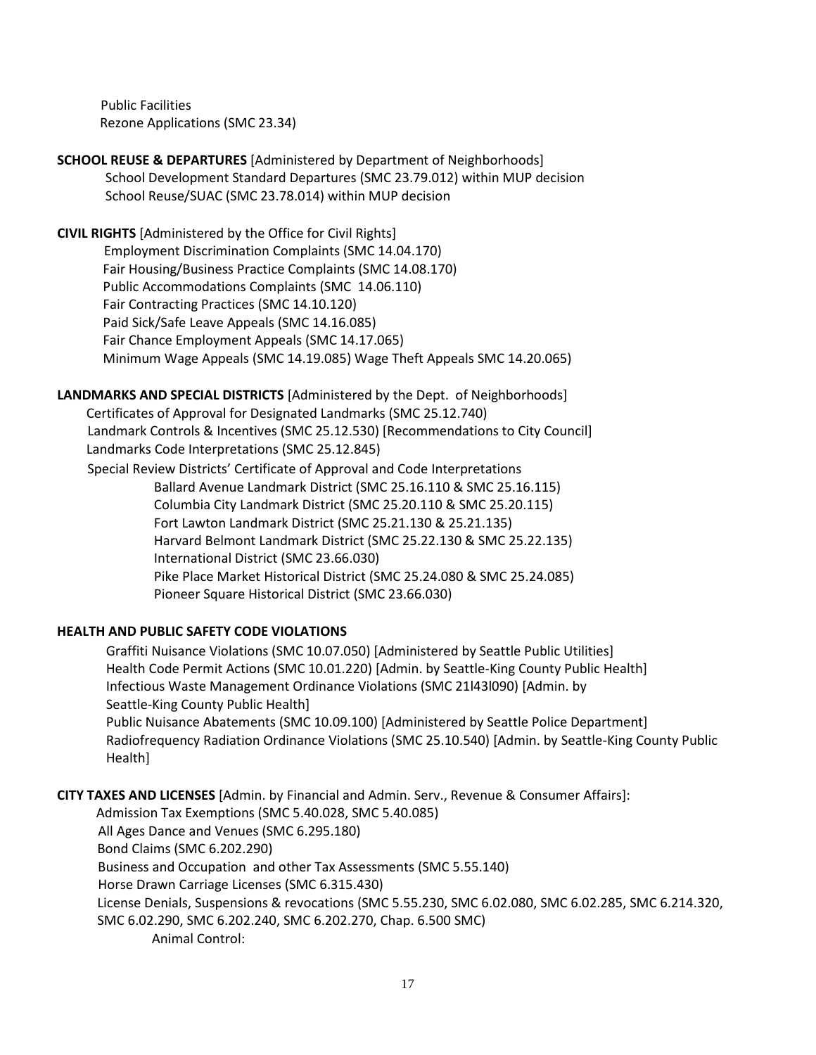Public Facilities
Rezone Applications (SMC 23.34)

**SCHOOL REUSE & DEPARTURES** [Administered by Department of Neighborhoods]
School Development Standard Departures (SMC 23.79.012) within MUP decision
School Reuse/SUAC (SMC 23.78.014) within MUP decision

**CIVIL RIGHTS** [Administered by the Office for Civil Rights]
Employment Discrimination Complaints (SMC 14.04.170)
Fair Housing/Business Practice Complaints (SMC 14.08.170)
Public Accommodations Complaints (SMC 14.06.110)
Fair Contracting Practices (SMC 14.10.120)
Paid Sick/Safe Leave Appeals (SMC 14.16.085)
Fair Chance Employment Appeals (SMC 14.17.065)
Minimum Wage Appeals (SMC 14.19.085) Wage Theft Appeals SMC 14.20.065)

**LANDMARKS AND SPECIAL DISTRICTS** [Administered by the Dept. of Neighborhoods]
Certificates of Approval for Designated Landmarks (SMC 25.12.740)
Landmark Controls & Incentives (SMC 25.12.530) [Recommendations to City Council]
Landmarks Code Interpretations (SMC 25.12.845)
Special Review Districts' Certificate of Approval and Code Interpretations
Ballard Avenue Landmark District (SMC 25.16.110 & SMC 25.16.115)
Columbia City Landmark District (SMC 25.20.110 & SMC 25.20.115)
Fort Lawton Landmark District (SMC 25.21.130 & 25.21.135)
Harvard Belmont Landmark District (SMC 25.22.130 & SMC 25.22.135)
International District (SMC 23.66.030)
Pike Place Market Historical District (SMC 25.24.080 & SMC 25.24.085)
Pioneer Square Historical District (SMC 23.66.030)

**HEALTH AND PUBLIC SAFETY CODE VIOLATIONS**
Graffiti Nuisance Violations (SMC 10.07.050) [Administered by Seattle Public Utilities]
Health Code Permit Actions (SMC 10.01.220) [Admin. by Seattle-King County Public Health]
Infectious Waste Management Ordinance Violations (SMC 21l43l090) [Admin. by Seattle-King County Public Health]
Public Nuisance Abatements (SMC 10.09.100) [Administered by Seattle Police Department]
Radiofrequency Radiation Ordinance Violations (SMC 25.10.540) [Admin. by Seattle-King County Public Health]

**CITY TAXES AND LICENSES** [Admin. by Financial and Admin. Serv., Revenue & Consumer Affairs]:
Admission Tax Exemptions (SMC 5.40.028, SMC 5.40.085)
All Ages Dance and Venues (SMC 6.295.180)
Bond Claims (SMC 6.202.290)
Business and Occupation and other Tax Assessments (SMC 5.55.140)
Horse Drawn Carriage Licenses (SMC 6.315.430)
License Denials, Suspensions & revocations (SMC 5.55.230, SMC 6.02.080, SMC 6.02.285, SMC 6.214.320, SMC 6.02.290, SMC 6.202.240, SMC 6.202.270, Chap. 6.500 SMC)
Animal Control: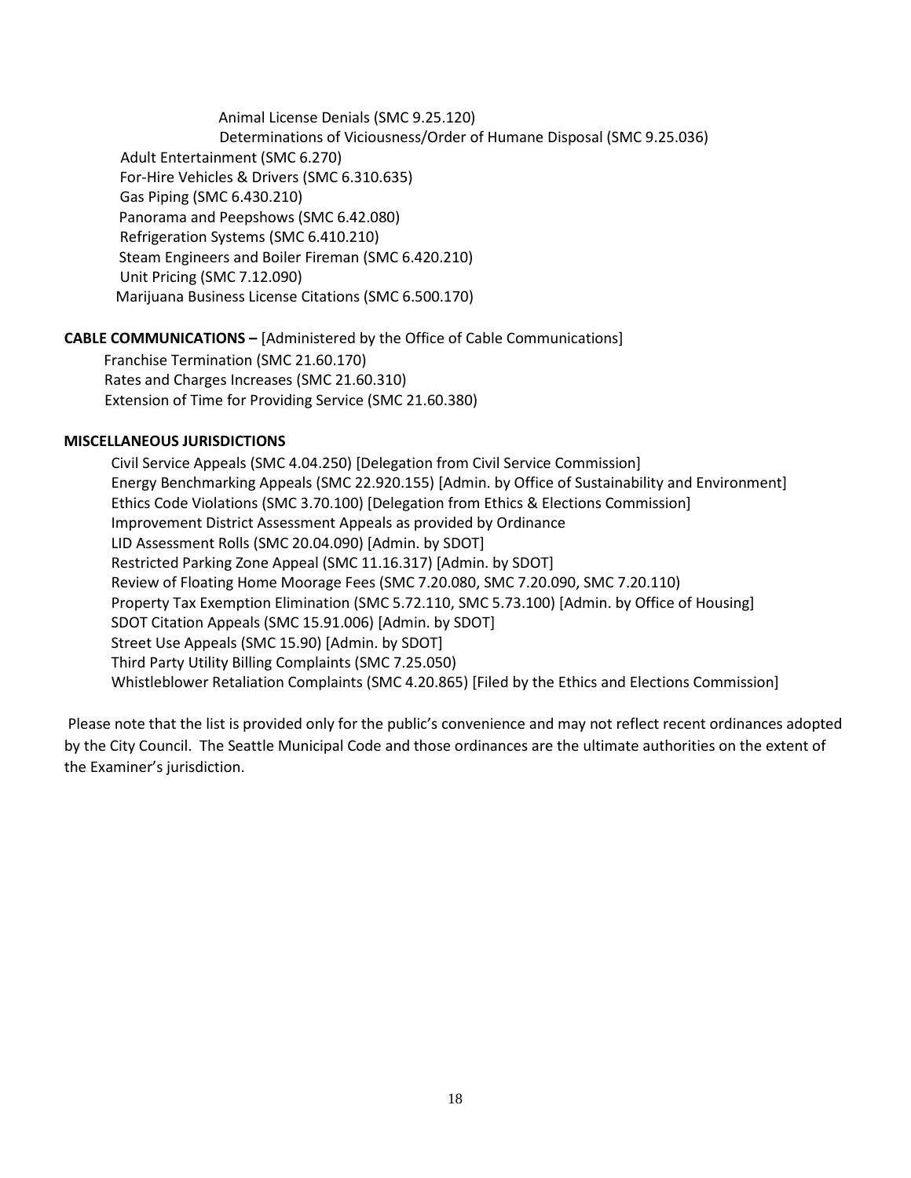Animal License Denials (SMC 9.25.120)
Determinations of Viciousness/Order of Humane Disposal (SMC 9.25.036)

Adult Entertainment (SMC 6.270)
For-Hire Vehicles & Drivers (SMC 6.310.635)
Gas Piping (SMC 6.430.210)
Panorama and Peepshows (SMC 6.42.080)
Refrigeration Systems (SMC 6.410.210)
Steam Engineers and Boiler Fireman (SMC 6.420.210)
Unit Pricing (SMC 7.12.090)
Marijuana Business License Citations (SMC 6.500.170)

**CABLE COMMUNICATIONS –** [Administered by the Office of Cable Communications]

Franchise Termination (SMC 21.60.170)
Rates and Charges Increases (SMC 21.60.310)
Extension of Time for Providing Service (SMC 21.60.380)

**MISCELLANEOUS JURISDICTIONS**

Civil Service Appeals (SMC 4.04.250) [Delegation from Civil Service Commission]
Energy Benchmarking Appeals (SMC 22.920.155) [Admin. by Office of Sustainability and Environment]
Ethics Code Violations (SMC 3.70.100) [Delegation from Ethics & Elections Commission]
Improvement District Assessment Appeals as provided by Ordinance
LID Assessment Rolls (SMC 20.04.090) [Admin. by SDOT]
Restricted Parking Zone Appeal (SMC 11.16.317) [Admin. by SDOT]
Review of Floating Home Moorage Fees (SMC 7.20.080, SMC 7.20.090, SMC 7.20.110)
Property Tax Exemption Elimination (SMC 5.72.110, SMC 5.73.100) [Admin. by Office of Housing]
SDOT Citation Appeals (SMC 15.91.006) [Admin. by SDOT]
Street Use Appeals (SMC 15.90) [Admin. by SDOT]
Third Party Utility Billing Complaints (SMC 7.25.050)
Whistleblower Retaliation Complaints (SMC 4.20.865) [Filed by the Ethics and Elections Commission]

Please note that the list is provided only for the public's convenience and may not reflect recent ordinances adopted by the City Council. The Seattle Municipal Code and those ordinances are the ultimate authorities on the extent of the Examiner's jurisdiction.